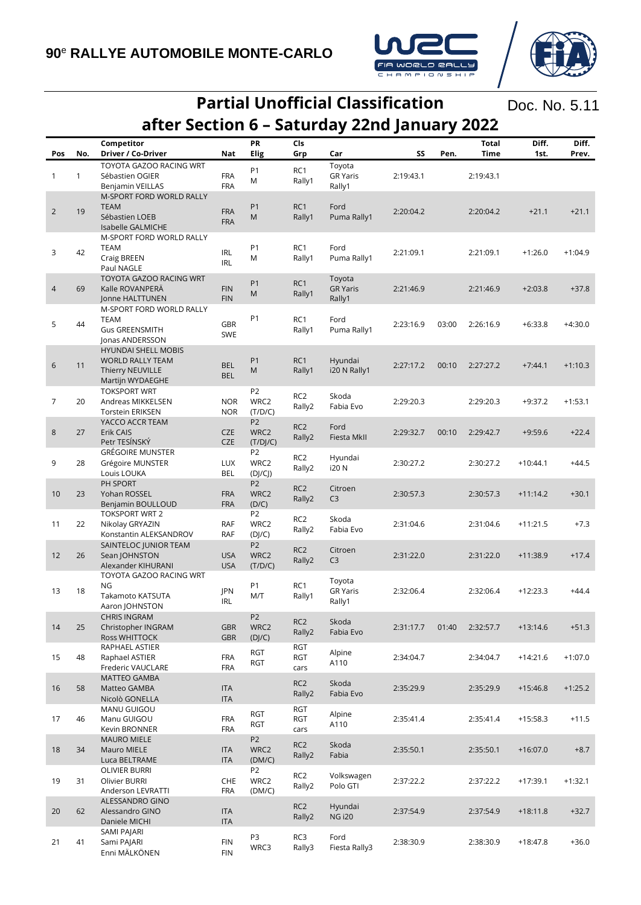# 90[e] RALLYE AUTOMOBILE MONTE-CARLO

## Partial Unofficial Classification after Section 6 – Saturday 22nd January 2022

Doc. No. 5.11

| Pos | No. | Competitor Driver / Co-Driver | Nat | PR Elig | Cls Grp | Car | SS | Pen. | Total Time | Diff. 1st. | Diff. Prev. |
|---|---|---|---|---|---|---|---|---|---|---|---|
| 1 | 1 | TOYOTA GAZOO RACING WRT Sébastien OGIER Benjamin VEILLAS | FRA FRA | P1 M | RC1 Rally1 | Toyota GR Yaris Rally1 | 2:19:43.1 | | 2:19:43.1 | | |
| 2 | 19 | M-SPORT FORD WORLD RALLY TEAM Sébastien LOEB Isabelle GALMICHE | FRA FRA | P1 M | RC1 Rally1 | Ford Puma Rally1 | 2:20:04.2 | | 2:20:04.2 | +21.1 | +21.1 |
| 3 | 42 | M-SPORT FORD WORLD RALLY TEAM Craig BREEN Paul NAGLE | IRL IRL | P1 M | RC1 Rally1 | Ford Puma Rally1 | 2:21:09.1 | | 2:21:09.1 | +1:26.0 | +1:04.9 |
| 4 | 69 | TOYOTA GAZOO RACING WRT Kalle ROVANPERÄ Jonne HALTTUNEN | FIN FIN | P1 M | RC1 Rally1 | Toyota GR Yaris Rally1 | 2:21:46.9 | | 2:21:46.9 | +2:03.8 | +37.8 |
| 5 | 44 | M-SPORT FORD WORLD RALLY TEAM Gus GREENSMITH Jonas ANDERSSON | GBR SWE | P1 | RC1 Rally1 | Ford Puma Rally1 | 2:23:16.9 | 03:00 | 2:26:16.9 | +6:33.8 | +4:30.0 |
| 6 | 11 | HYUNDAI SHELL MOBIS WORLD RALLY TEAM Thierry NEUVILLE Martijn WYDAEGHE | BEL BEL | P1 M | RC1 Rally1 | Hyundai i20 N Rally1 | 2:27:17.2 | 00:10 | 2:27:27.2 | +7:44.1 | +1:10.3 |
| 7 | 20 | TOKSPORT WRT Andreas MIKKELSEN Torstein ERIKSEN | NOR NOR | P2 WRC2 (T/D/C) | RC2 Rally2 | Skoda Fabia Evo | 2:29:20.3 | | 2:29:20.3 | +9:37.2 | +1:53.1 |
| 8 | 27 | YACCO ACCR TEAM Erik CAIS Petr TESÍNSKÝ | CZE CZE | P2 WRC2 (T/DJ/C) | RC2 Rally2 | Ford Fiesta MkII | 2:29:32.7 | 00:10 | 2:29:42.7 | +9:59.6 | +22.4 |
| 9 | 28 | GRÉGOIRE MUNSTER Grégoire MUNSTER Louis LOUKA | LUX BEL | P2 WRC2 (DJ/CJ) | RC2 Rally2 | Hyundai i20 N | 2:30:27.2 | | 2:30:27.2 | +10:44.1 | +44.5 |
| 10 | 23 | PH SPORT Yohan ROSSEL Benjamin BOULLOUD | FRA FRA | P2 WRC2 (D/C) | RC2 Rally2 | Citroen C3 | 2:30:57.3 | | 2:30:57.3 | +11:14.2 | +30.1 |
| 11 | 22 | TOKSPORT WRT 2 Nikolay GRYAZIN Konstantin ALEKSANDROV | RAF RAF | P2 WRC2 (DJ/C) | RC2 Rally2 | Skoda Fabia Evo | 2:31:04.6 | | 2:31:04.6 | +11:21.5 | +7.3 |
| 12 | 26 | SAINTELOC JUNIOR TEAM Sean JOHNSTON Alexander KIHURANI | USA USA | P2 WRC2 (T/D/C) | RC2 Rally2 | Citroen C3 | 2:31:22.0 | | 2:31:22.0 | +11:38.9 | +17.4 |
| 13 | 18 | TOYOTA GAZOO RACING WRT NG Takamoto KATSUTA Aaron JOHNSTON | JPN IRL | P1 M/T | RC1 Rally1 | Toyota GR Yaris Rally1 | 2:32:06.4 | | 2:32:06.4 | +12:23.3 | +44.4 |
| 14 | 25 | CHRIS INGRAM Christopher INGRAM Ross WHITTOCK | GBR GBR | P2 WRC2 (DJ/C) | RC2 Rally2 | Skoda Fabia Evo | 2:31:17.7 | 01:40 | 2:32:57.7 | +13:14.6 | +51.3 |
| 15 | 48 | RAPHAEL ASTIER Raphael ASTIER Frederic VAUCLARE | FRA FRA | RGT RGT | RGT RGT cars | Alpine A110 | 2:34:04.7 | | 2:34:04.7 | +14:21.6 | +1:07.0 |
| 16 | 58 | MATTEO GAMBA Matteo GAMBA Nicolò GONELLA | ITA ITA | | RC2 Rally2 | Skoda Fabia Evo | 2:35:29.9 | | 2:35:29.9 | +15:46.8 | +1:25.2 |
| 17 | 46 | MANU GUIGOU Manu GUIGOU Kevin BRONNER | FRA FRA | RGT RGT | RGT RGT cars | Alpine A110 | 2:35:41.4 | | 2:35:41.4 | +15:58.3 | +11.5 |
| 18 | 34 | MAURO MIELE Mauro MIELE Luca BELTRAME | ITA ITA | P2 WRC2 (DM/C) | RC2 Rally2 | Skoda Fabia | 2:35:50.1 | | 2:35:50.1 | +16:07.0 | +8.7 |
| 19 | 31 | OLIVIER BURRI Olivier BURRI Anderson LEVRATTI | CHE FRA | P2 WRC2 (DM/C) | RC2 Rally2 | Volkswagen Polo GTI | 2:37:22.2 | | 2:37:22.2 | +17:39.1 | +1:32.1 |
| 20 | 62 | ALESSANDRO GINO Alessandro GINO Daniele MICHI | ITA ITA | | RC2 Rally2 | Hyundai NG i20 | 2:37:54.9 | | 2:37:54.9 | +18:11.8 | +32.7 |
| 21 | 41 | SAMI PAJARI Sami PAJARI Enni MÄLKÖNEN | FIN FIN | P3 WRC3 | RC3 Rally3 | Ford Fiesta Rally3 | 2:38:30.9 | | 2:38:30.9 | +18:47.8 | +36.0 |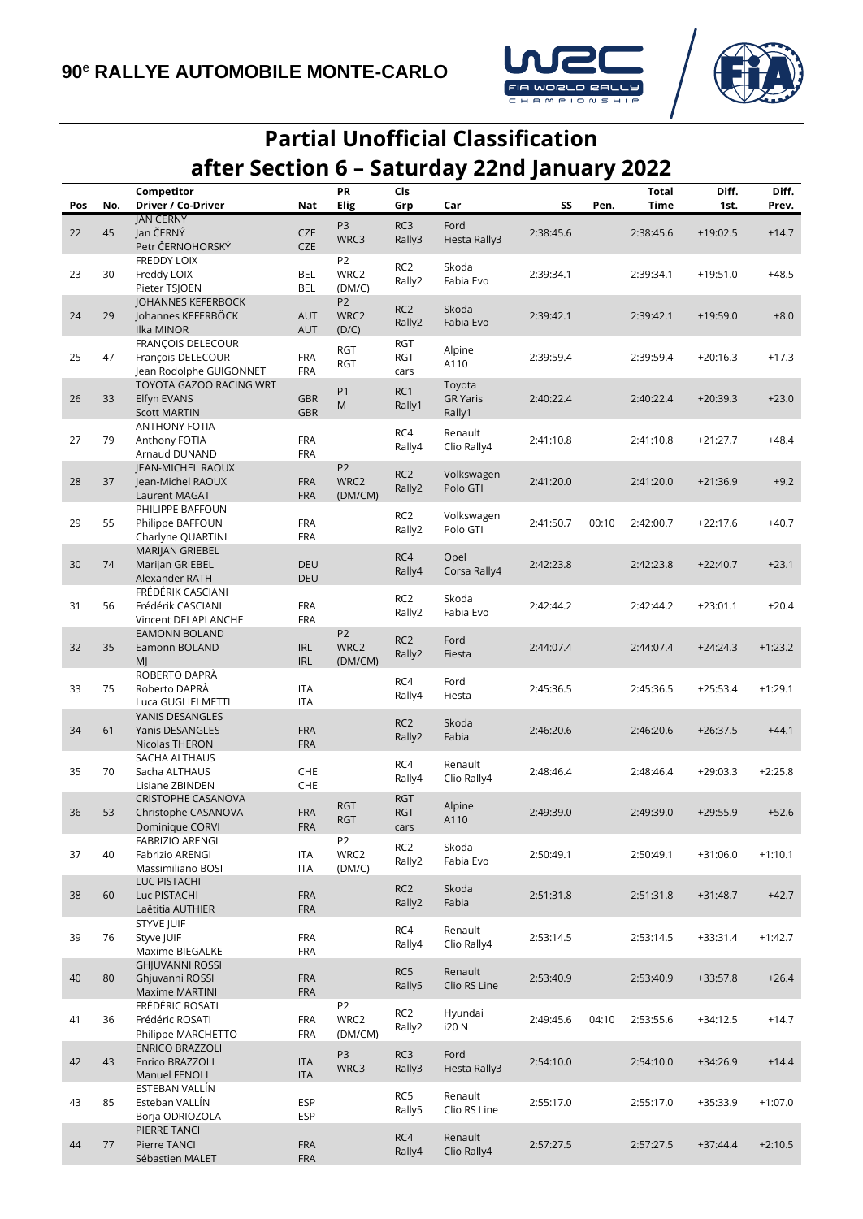90e RALLYE AUTOMOBILE MONTE-CARLO

# Partial Unofficial Classification
# after Section 6 – Saturday 22nd January 2022

| Pos | No. | Competitor Driver / Co-Driver | Nat | PR Elig | Cls Grp | Car | SS | Pen. | Total Time | Diff. 1st. | Diff. Prev. |
|---|---|---|---|---|---|---|---|---|---|---|---|
| 22 | 45 | JAN CERNY<br>Jan ČERNÝ<br>Petr ČERNOHORSKÝ | CZE<br>CZE | P3<br>WRC3 | RC3<br>Rally3 | Ford<br>Fiesta Rally3 | 2:38:45.6 | | 2:38:45.6 | +19:02.5 | +14.7 |
| 23 | 30 | FREDDY LOIX<br>Freddy LOIX<br>Pieter TSJOEN | BEL<br>BEL | P2<br>WRC2<br>(DM/C) | RC2<br>Rally2 | Skoda<br>Fabia Evo | 2:39:34.1 | | 2:39:34.1 | +19:51.0 | +48.5 |
| 24 | 29 | JOHANNES KEFERBÖCK<br>Johannes KEFERBÖCK<br>Ilka MINOR | AUT<br>AUT | P2<br>WRC2<br>(D/C) | RC2<br>Rally2 | Skoda<br>Fabia Evo | 2:39:42.1 | | 2:39:42.1 | +19:59.0 | +8.0 |
| 25 | 47 | FRANÇOIS DELECOUR<br>François DELECOUR<br>Jean Rodolphe GUIGONNET | FRA<br>FRA | RGT<br>RGT | RGT<br>RGT<br>cars | Alpine<br>A110 | 2:39:59.4 | | 2:39:59.4 | +20:16.3 | +17.3 |
| 26 | 33 | TOYOTA GAZOO RACING WRT<br>Elfyn EVANS<br>Scott MARTIN | GBR<br>GBR | P1<br>M | RC1<br>Rally1 | Toyota<br>GR Yaris<br>Rally1 | 2:40:22.4 | | 2:40:22.4 | +20:39.3 | +23.0 |
| 27 | 79 | ANTHONY FOTIA<br>Anthony FOTIA<br>Arnaud DUNAND | FRA<br>FRA | | RC4<br>Rally4 | Renault<br>Clio Rally4 | 2:41:10.8 | | 2:41:10.8 | +21:27.7 | +48.4 |
| 28 | 37 | JEAN-MICHEL RAOUX<br>Jean-Michel RAOUX<br>Laurent MAGAT | FRA<br>FRA | P2<br>WRC2<br>(DM/CM) | RC2<br>Rally2 | Volkswagen<br>Polo GTI | 2:41:20.0 | | 2:41:20.0 | +21:36.9 | +9.2 |
| 29 | 55 | PHILIPPE BAFFOUN<br>Philippe BAFFOUN<br>Charlyne QUARTINI | FRA<br>FRA | | RC2<br>Rally2 | Volkswagen<br>Polo GTI | 2:41:50.7 | 00:10 | 2:42:00.7 | +22:17.6 | +40.7 |
| 30 | 74 | MARIJAN GRIEBEL<br>Marijan GRIEBEL<br>Alexander RATH | DEU<br>DEU | | RC4<br>Rally4 | Opel<br>Corsa Rally4 | 2:42:23.8 | | 2:42:23.8 | +22:40.7 | +23.1 |
| 31 | 56 | FRÉDÉRIK CASCIANI<br>Frédérik CASCIANI<br>Vincent DELAPLANCHE | FRA<br>FRA | | RC2<br>Rally2 | Skoda<br>Fabia Evo | 2:42:44.2 | | 2:42:44.2 | +23:01.1 | +20.4 |
| 32 | 35 | EAMONN BOLAND<br>Eamonn BOLAND<br>MJ | IRL<br>IRL | P2<br>WRC2<br>(DM/CM) | RC2<br>Rally2 | Ford<br>Fiesta | 2:44:07.4 | | 2:44:07.4 | +24:24.3 | +1:23.2 |
| 33 | 75 | ROBERTO DAPRÀ<br>Roberto DAPRÀ<br>Luca GUGLIELMETTI | ITA<br>ITA | | RC4<br>Rally4 | Ford<br>Fiesta | 2:45:36.5 | | 2:45:36.5 | +25:53.4 | +1:29.1 |
| 34 | 61 | YANIS DESANGLES<br>Yanis DESANGLES<br>Nicolas THERON | FRA<br>FRA | | RC2<br>Rally2 | Skoda<br>Fabia | 2:46:20.6 | | 2:46:20.6 | +26:37.5 | +44.1 |
| 35 | 70 | SACHA ALTHAUS<br>Sacha ALTHAUS<br>Lisiane ZBINDEN | CHE<br>CHE | | RC4<br>Rally4 | Renault<br>Clio Rally4 | 2:48:46.4 | | 2:48:46.4 | +29:03.3 | +2:25.8 |
| 36 | 53 | CRISTOPHE CASANOVA<br>Christophe CASANOVA<br>Dominique CORVI | FRA<br>FRA | RGT<br>RGT | RGT<br>RGT<br>cars | Alpine<br>A110 | 2:49:39.0 | | 2:49:39.0 | +29:55.9 | +52.6 |
| 37 | 40 | FABRIZIO ARENGI<br>Fabrizio ARENGI<br>Massimiliano BOSI | ITA<br>ITA | P2<br>WRC2<br>(DM/C) | RC2<br>Rally2 | Skoda<br>Fabia Evo | 2:50:49.1 | | 2:50:49.1 | +31:06.0 | +1:10.1 |
| 38 | 60 | LUC PISTACHI<br>Luc PISTACHI<br>Laëtitia AUTHIER | FRA<br>FRA | | RC2<br>Rally2 | Skoda<br>Fabia | 2:51:31.8 | | 2:51:31.8 | +31:48.7 | +42.7 |
| 39 | 76 | STYVE JUIF<br>Styve JUIF<br>Maxime BIEGALKE | FRA<br>FRA | | RC4<br>Rally4 | Renault<br>Clio Rally4 | 2:53:14.5 | | 2:53:14.5 | +33:31.4 | +1:42.7 |
| 40 | 80 | GHJUVANNI ROSSI<br>Ghjuvanni ROSSI<br>Maxime MARTINI | FRA<br>FRA | | RC5<br>Rally5 | Renault<br>Clio RS Line | 2:53:40.9 | | 2:53:40.9 | +33:57.8 | +26.4 |
| 41 | 36 | FRÉDÉRIC ROSATI<br>Frédéric ROSATI<br>Philippe MARCHETTO | FRA<br>FRA | P2<br>WRC2<br>(DM/CM) | RC2<br>Rally2 | Hyundai<br>i20 N | 2:49:45.6 | 04:10 | 2:53:55.6 | +34:12.5 | +14.7 |
| 42 | 43 | ENRICO BRAZZOLI<br>Enrico BRAZZOLI<br>Manuel FENOLI | ITA<br>ITA | P3<br>WRC3 | RC3<br>Rally3 | Ford<br>Fiesta Rally3 | 2:54:10.0 | | 2:54:10.0 | +34:26.9 | +14.4 |
| 43 | 85 | ESTEBAN VALLÍN<br>Esteban VALLÍN<br>Borja ODRIOZOLA | ESP<br>ESP | | RC5<br>Rally5 | Renault<br>Clio RS Line | 2:55:17.0 | | 2:55:17.0 | +35:33.9 | +1:07.0 |
| 44 | 77 | PIERRE TANCI<br>Pierre TANCI<br>Sébastien MALET | FRA<br>FRA | | RC4<br>Rally4 | Renault<br>Clio Rally4 | 2:57:27.5 | | 2:57:27.5 | +37:44.4 | +2:10.5 |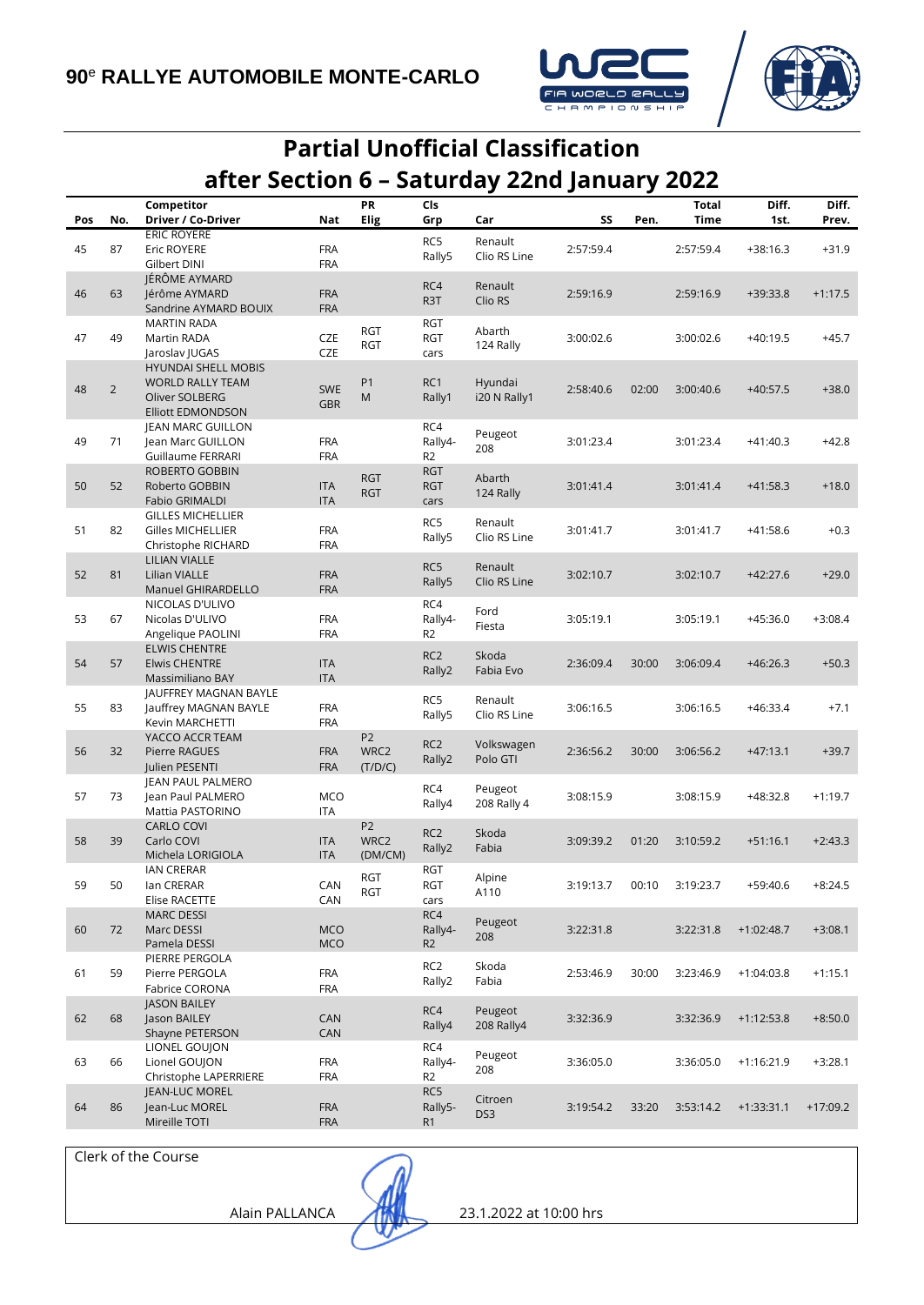# 90[e] RALLYE AUTOMOBILE MONTE-CARLO

## Partial Unofficial Classification after Section 6 – Saturday 22nd January 2022

| Pos | No. | Competitor Driver / Co-Driver | Nat | PR Elig | Cls Grp | Car | SS | Pen. | Total Time | Diff. 1st. | Diff. Prev. |
|---|---|---|---|---|---|---|---|---|---|---|---|
| 45 | 87 | ERIC ROYERE<br>Eric ROYERE<br>Gilbert DINI | FRA<br>FRA | | RC5<br>Rally5 | Renault<br>Clio RS Line | 2:57:59.4 | | 2:57:59.4 | +38:16.3 | +31.9 |
| 46 | 63 | JÉRÔME AYMARD<br>Jérôme AYMARD<br>Sandrine AYMARD BOUIX | FRA<br>FRA | | RC4<br>R3T | Renault<br>Clio RS | 2:59:16.9 | | 2:59:16.9 | +39:33.8 | +1:17.5 |
| 47 | 49 | MARTIN RADA<br>Martin RADA<br>Jaroslav JUGAS | CZE<br>CZE | RGT<br>RGT | RGT<br>RGT<br>cars | Abarth<br>124 Rally | 3:00:02.6 | | 3:00:02.6 | +40:19.5 | +45.7 |
| 48 | 2 | HYUNDAI SHELL MOBIS WORLD RALLY TEAM<br>Oliver SOLBERG<br>Elliott EDMONDSON | SWE<br>GBR | P1<br>M | RC1<br>Rally1 | Hyundai<br>i20 N Rally1 | 2:58:40.6 | 02:00 | 3:00:40.6 | +40:57.5 | +38.0 |
| 49 | 71 | JEAN MARC GUILLON<br>Jean Marc GUILLON<br>Guillaume FERRARI | FRA<br>FRA | | RC4<br>Rally4-<br>R2 | Peugeot<br>208 | 3:01:23.4 | | 3:01:23.4 | +41:40.3 | +42.8 |
| 50 | 52 | ROBERTO GOBBIN<br>Roberto GOBBIN<br>Fabio GRIMALDI | ITA<br>ITA | RGT<br>RGT | RGT<br>RGT<br>cars | Abarth<br>124 Rally | 3:01:41.4 | | 3:01:41.4 | +41:58.3 | +18.0 |
| 51 | 82 | GILLES MICHELLIER<br>Gilles MICHELLIER<br>Christophe RICHARD | FRA<br>FRA | | RC5<br>Rally5 | Renault<br>Clio RS Line | 3:01:41.7 | | 3:01:41.7 | +41:58.6 | +0.3 |
| 52 | 81 | LILIAN VIALLE<br>Lilian VIALLE<br>Manuel GHIRARDELLO | FRA<br>FRA | | RC5<br>Rally5 | Renault<br>Clio RS Line | 3:02:10.7 | | 3:02:10.7 | +42:27.6 | +29.0 |
| 53 | 67 | NICOLAS D'ULIVO<br>Nicolas D'ULIVO<br>Angelique PAOLINI | FRA<br>FRA | | RC4<br>Rally4-<br>R2 | Ford<br>Fiesta | 3:05:19.1 | | 3:05:19.1 | +45:36.0 | +3:08.4 |
| 54 | 57 | ELWIS CHENTRE<br>Elwis CHENTRE<br>Massimiliano BAY | ITA<br>ITA | | RC2<br>Rally2 | Skoda<br>Fabia Evo | 2:36:09.4 | 30:00 | 3:06:09.4 | +46:26.3 | +50.3 |
| 55 | 83 | JAUFFREY MAGNAN BAYLE<br>Jauffrey MAGNAN BAYLE<br>Kevin MARCHETTI | FRA<br>FRA | | RC5<br>Rally5 | Renault<br>Clio RS Line | 3:06:16.5 | | 3:06:16.5 | +46:33.4 | +7.1 |
| 56 | 32 | YACCO ACCR TEAM<br>Pierre RAGUES<br>Julien PESENTI | FRA<br>FRA | P2<br>WRC2<br>(T/D/C) | RC2<br>Rally2 | Volkswagen<br>Polo GTI | 2:36:56.2 | 30:00 | 3:06:56.2 | +47:13.1 | +39.7 |
| 57 | 73 | JEAN PAUL PALMERO<br>Jean Paul PALMERO<br>Mattia PASTORINO | MCO<br>ITA | | RC4<br>Rally4 | Peugeot<br>208 Rally 4 | 3:08:15.9 | | 3:08:15.9 | +48:32.8 | +1:19.7 |
| 58 | 39 | CARLO COVI<br>Carlo COVI<br>Michela LORIGIOLA | ITA<br>ITA | P2<br>WRC2<br>(DM/CM) | RC2<br>Rally2 | Skoda<br>Fabia | 3:09:39.2 | 01:20 | 3:10:59.2 | +51:16.1 | +2:43.3 |
| 59 | 50 | IAN CRERAR<br>Ian CRERAR<br>Elise RACETTE | CAN<br>CAN | RGT<br>RGT | RGT<br>RGT<br>cars | Alpine<br>A110 | 3:19:13.7 | 00:10 | 3:19:23.7 | +59:40.6 | +8:24.5 |
| 60 | 72 | MARC DESSI<br>Marc DESSI<br>Pamela DESSI | MCO<br>MCO | | RC4<br>Rally4-<br>R2 | Peugeot<br>208 | 3:22:31.8 | | 3:22:31.8 | +1:02:48.7 | +3:08.1 |
| 61 | 59 | PIERRE PERGOLA<br>Pierre PERGOLA<br>Fabrice CORONA | FRA<br>FRA | | RC2<br>Rally2 | Skoda<br>Fabia | 2:53:46.9 | 30:00 | 3:23:46.9 | +1:04:03.8 | +1:15.1 |
| 62 | 68 | JASON BAILEY<br>Jason BAILEY<br>Shayne PETERSON | CAN<br>CAN | | RC4<br>Rally4 | Peugeot<br>208 Rally4 | 3:32:36.9 | | 3:32:36.9 | +1:12:53.8 | +8:50.0 |
| 63 | 66 | LIONEL GOUJON<br>Lionel GOUJON<br>Christophe LAPERRIERE | FRA<br>FRA | | RC4<br>Rally4-<br>R2 | Peugeot<br>208 | 3:36:05.0 | | 3:36:05.0 | +1:16:21.9 | +3:28.1 |
| 64 | 86 | JEAN-LUC MOREL<br>Jean-Luc MOREL<br>Mireille TOTI | FRA<br>FRA | | RC5<br>Rally5-<br>R1 | Citroen<br>DS3 | 3:19:54.2 | 33:20 | 3:53:14.2 | +1:33:31.1 | +17:09.2 |

Clerk of the Course

Alain PALLANCA

23.1.2022 at 10:00 hrs